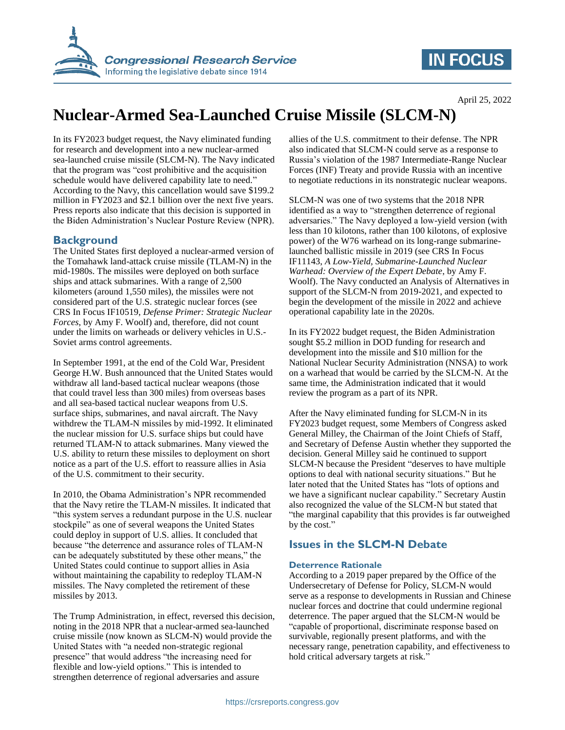April 25, 2022

# Nuclear-Armed Sea-Launched Cruise Missile (SLCM-N)

In its FY2023 budget request, the Navy eliminated funding for research and development into a new nuclear-armed sea-launched cruise missile (SLCM-N). The Navy indicated that the program was "cost prohibitive and the acquisition schedule would have delivered capability late to need." According to the Navy, this cancellation would save $199.2 million in FY2023 and $2.1 billion over the next five years. Press reports also indicate that this decision is supported in the Biden Administration's Nuclear Posture Review (NPR).

## Background

The United States first deployed a nuclear-armed version of the Tomahawk land-attack cruise missile (TLAM-N) in the mid-1980s. The missiles were deployed on both surface ships and attack submarines. With a range of 2,500 kilometers (around 1,550 miles), the missiles were not considered part of the U.S. strategic nuclear forces (see CRS In Focus IF10519, *Defense Primer: Strategic Nuclear Forces*, by Amy F. Woolf) and, therefore, did not count under the limits on warheads or delivery vehicles in U.S.-Soviet arms control agreements.

In September 1991, at the end of the Cold War, President George H.W. Bush announced that the United States would withdraw all land-based tactical nuclear weapons (those that could travel less than 300 miles) from overseas bases and all sea-based tactical nuclear weapons from U.S. surface ships, submarines, and naval aircraft. The Navy withdrew the TLAM-N missiles by mid-1992. It eliminated the nuclear mission for U.S. surface ships but could have returned TLAM-N to attack submarines. Many viewed the U.S. ability to return these missiles to deployment on short notice as a part of the U.S. effort to reassure allies in Asia of the U.S. commitment to their security.

In 2010, the Obama Administration's NPR recommended that the Navy retire the TLAM-N missiles. It indicated that "this system serves a redundant purpose in the U.S. nuclear stockpile" as one of several weapons the United States could deploy in support of U.S. allies. It concluded that because "the deterrence and assurance roles of TLAM-N can be adequately substituted by these other means," the United States could continue to support allies in Asia without maintaining the capability to redeploy TLAM-N missiles. The Navy completed the retirement of these missiles by 2013.

The Trump Administration, in effect, reversed this decision, noting in the 2018 NPR that a nuclear-armed sea-launched cruise missile (now known as SLCM-N) would provide the United States with "a needed non-strategic regional presence" that would address "the increasing need for flexible and low-yield options." This is intended to strengthen deterrence of regional adversaries and assure allies of the U.S. commitment to their defense. The NPR also indicated that SLCM-N could serve as a response to Russia's violation of the 1987 Intermediate-Range Nuclear Forces (INF) Treaty and provide Russia with an incentive to negotiate reductions in its nonstrategic nuclear weapons.

SLCM-N was one of two systems that the 2018 NPR identified as a way to "strengthen deterrence of regional adversaries." The Navy deployed a low-yield version (with less than 10 kilotons, rather than 100 kilotons, of explosive power) of the W76 warhead on its long-range submarine-launched ballistic missile in 2019 (see CRS In Focus IF11143, *A Low-Yield, Submarine-Launched Nuclear Warhead: Overview of the Expert Debate*, by Amy F. Woolf). The Navy conducted an Analysis of Alternatives in support of the SLCM-N from 2019-2021, and expected to begin the development of the missile in 2022 and achieve operational capability late in the 2020s.

In its FY2022 budget request, the Biden Administration sought $5.2 million in DOD funding for research and development into the missile and $10 million for the National Nuclear Security Administration (NNSA) to work on a warhead that would be carried by the SLCM-N. At the same time, the Administration indicated that it would review the program as a part of its NPR.

After the Navy eliminated funding for SLCM-N in its FY2023 budget request, some Members of Congress asked General Milley, the Chairman of the Joint Chiefs of Staff, and Secretary of Defense Austin whether they supported the decision. General Milley said he continued to support SLCM-N because the President "deserves to have multiple options to deal with national security situations." But he later noted that the United States has "lots of options and we have a significant nuclear capability." Secretary Austin also recognized the value of the SLCM-N but stated that "the marginal capability that this provides is far outweighed by the cost."

## Issues in the SLCM-N Debate

### Deterrence Rationale

According to a 2019 paper prepared by the Office of the Undersecretary of Defense for Policy, SLCM-N would serve as a response to developments in Russian and Chinese nuclear forces and doctrine that could undermine regional deterrence. The paper argued that the SLCM-N would be "capable of proportional, discriminate response based on survivable, regionally present platforms, and with the necessary range, penetration capability, and effectiveness to hold critical adversary targets at risk."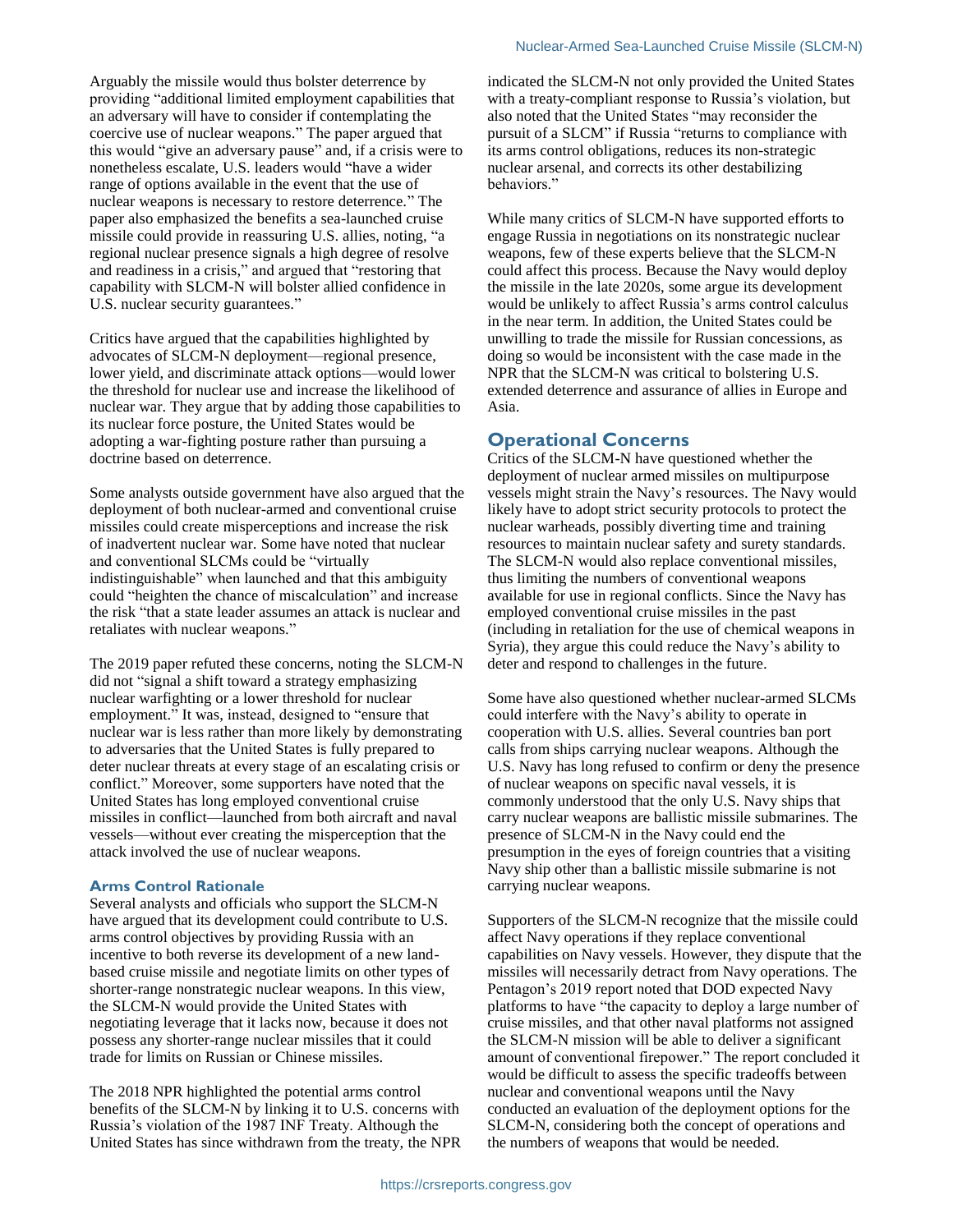Arguably the missile would thus bolster deterrence by providing "additional limited employment capabilities that an adversary will have to consider if contemplating the coercive use of nuclear weapons." The paper argued that this would "give an adversary pause" and, if a crisis were to nonetheless escalate, U.S. leaders would "have a wider range of options available in the event that the use of nuclear weapons is necessary to restore deterrence." The paper also emphasized the benefits a sea-launched cruise missile could provide in reassuring U.S. allies, noting, "a regional nuclear presence signals a high degree of resolve and readiness in a crisis," and argued that "restoring that capability with SLCM-N will bolster allied confidence in U.S. nuclear security guarantees."

Critics have argued that the capabilities highlighted by advocates of SLCM-N deployment—regional presence, lower yield, and discriminate attack options—would lower the threshold for nuclear use and increase the likelihood of nuclear war. They argue that by adding those capabilities to its nuclear force posture, the United States would be adopting a war-fighting posture rather than pursuing a doctrine based on deterrence.

Some analysts outside government have also argued that the deployment of both nuclear-armed and conventional cruise missiles could create misperceptions and increase the risk of inadvertent nuclear war. Some have noted that nuclear and conventional SLCMs could be "virtually indistinguishable" when launched and that this ambiguity could "heighten the chance of miscalculation" and increase the risk "that a state leader assumes an attack is nuclear and retaliates with nuclear weapons."

The 2019 paper refuted these concerns, noting the SLCM-N did not "signal a shift toward a strategy emphasizing nuclear warfighting or a lower threshold for nuclear employment." It was, instead, designed to "ensure that nuclear war is less rather than more likely by demonstrating to adversaries that the United States is fully prepared to deter nuclear threats at every stage of an escalating crisis or conflict." Moreover, some supporters have noted that the United States has long employed conventional cruise missiles in conflict—launched from both aircraft and naval vessels—without ever creating the misperception that the attack involved the use of nuclear weapons.

### Arms Control Rationale

Several analysts and officials who support the SLCM-N have argued that its development could contribute to U.S. arms control objectives by providing Russia with an incentive to both reverse its development of a new land-based cruise missile and negotiate limits on other types of shorter-range nonstrategic nuclear weapons. In this view, the SLCM-N would provide the United States with negotiating leverage that it lacks now, because it does not possess any shorter-range nuclear missiles that it could trade for limits on Russian or Chinese missiles.

The 2018 NPR highlighted the potential arms control benefits of the SLCM-N by linking it to U.S. concerns with Russia's violation of the 1987 INF Treaty. Although the United States has since withdrawn from the treaty, the NPR indicated the SLCM-N not only provided the United States with a treaty-compliant response to Russia's violation, but also noted that the United States "may reconsider the pursuit of a SLCM" if Russia "returns to compliance with its arms control obligations, reduces its non-strategic nuclear arsenal, and corrects its other destabilizing behaviors."

While many critics of SLCM-N have supported efforts to engage Russia in negotiations on its nonstrategic nuclear weapons, few of these experts believe that the SLCM-N could affect this process. Because the Navy would deploy the missile in the late 2020s, some argue its development would be unlikely to affect Russia's arms control calculus in the near term. In addition, the United States could be unwilling to trade the missile for Russian concessions, as doing so would be inconsistent with the case made in the NPR that the SLCM-N was critical to bolstering U.S. extended deterrence and assurance of allies in Europe and Asia.

## Operational Concerns

Critics of the SLCM-N have questioned whether the deployment of nuclear armed missiles on multipurpose vessels might strain the Navy's resources. The Navy would likely have to adopt strict security protocols to protect the nuclear warheads, possibly diverting time and training resources to maintain nuclear safety and surety standards. The SLCM-N would also replace conventional missiles, thus limiting the numbers of conventional weapons available for use in regional conflicts. Since the Navy has employed conventional cruise missiles in the past (including in retaliation for the use of chemical weapons in Syria), they argue this could reduce the Navy's ability to deter and respond to challenges in the future.

Some have also questioned whether nuclear-armed SLCMs could interfere with the Navy's ability to operate in cooperation with U.S. allies. Several countries ban port calls from ships carrying nuclear weapons. Although the U.S. Navy has long refused to confirm or deny the presence of nuclear weapons on specific naval vessels, it is commonly understood that the only U.S. Navy ships that carry nuclear weapons are ballistic missile submarines. The presence of SLCM-N in the Navy could end the presumption in the eyes of foreign countries that a visiting Navy ship other than a ballistic missile submarine is not carrying nuclear weapons.

Supporters of the SLCM-N recognize that the missile could affect Navy operations if they replace conventional capabilities on Navy vessels. However, they dispute that the missiles will necessarily detract from Navy operations. The Pentagon's 2019 report noted that DOD expected Navy platforms to have "the capacity to deploy a large number of cruise missiles, and that other naval platforms not assigned the SLCM-N mission will be able to deliver a significant amount of conventional firepower." The report concluded it would be difficult to assess the specific tradeoffs between nuclear and conventional weapons until the Navy conducted an evaluation of the deployment options for the SLCM-N, considering both the concept of operations and the numbers of weapons that would be needed.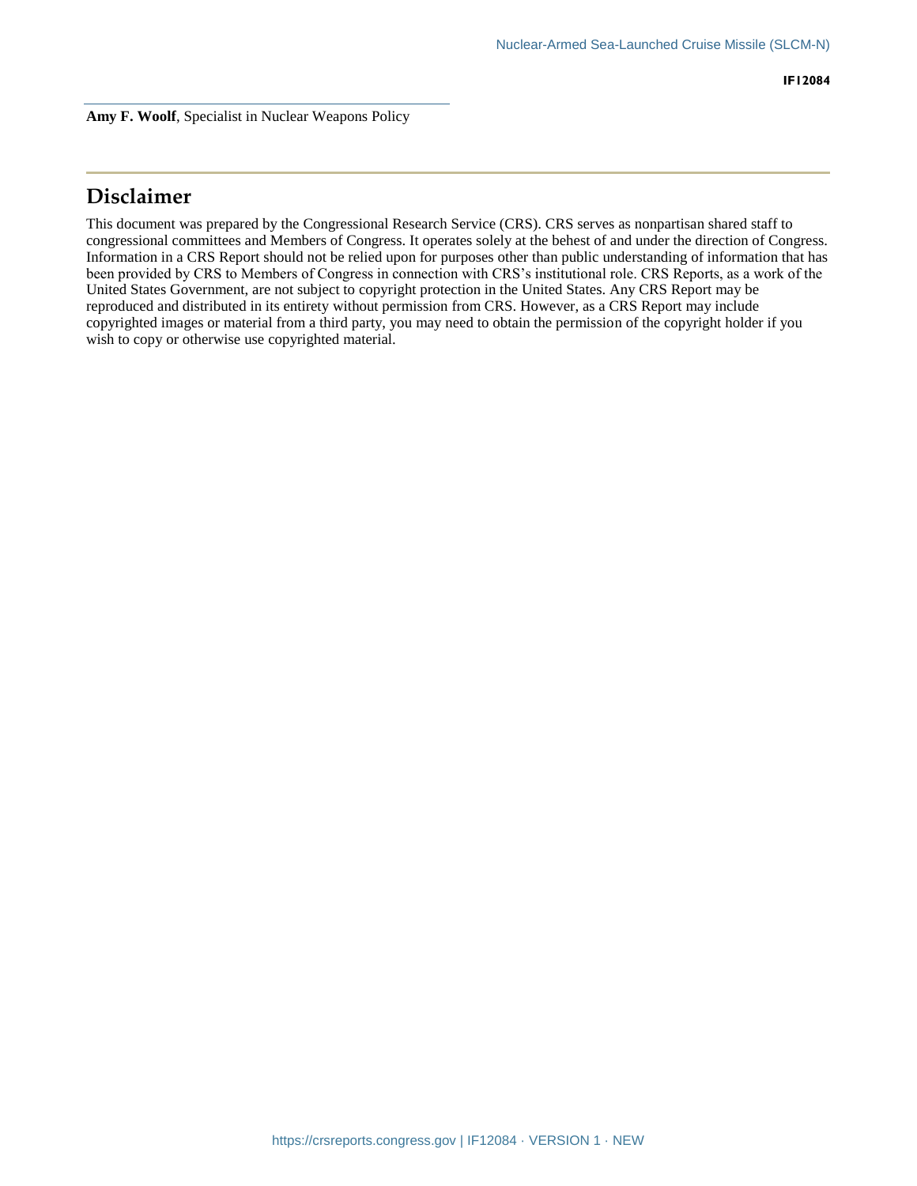**Amy F. Woolf**, Specialist in Nuclear Weapons Policy

## Disclaimer

This document was prepared by the Congressional Research Service (CRS). CRS serves as nonpartisan shared staff to congressional committees and Members of Congress. It operates solely at the behest of and under the direction of Congress. Information in a CRS Report should not be relied upon for purposes other than public understanding of information that has been provided by CRS to Members of Congress in connection with CRS's institutional role. CRS Reports, as a work of the United States Government, are not subject to copyright protection in the United States. Any CRS Report may be reproduced and distributed in its entirety without permission from CRS. However, as a CRS Report may include copyrighted images or material from a third party, you may need to obtain the permission of the copyright holder if you wish to copy or otherwise use copyrighted material.